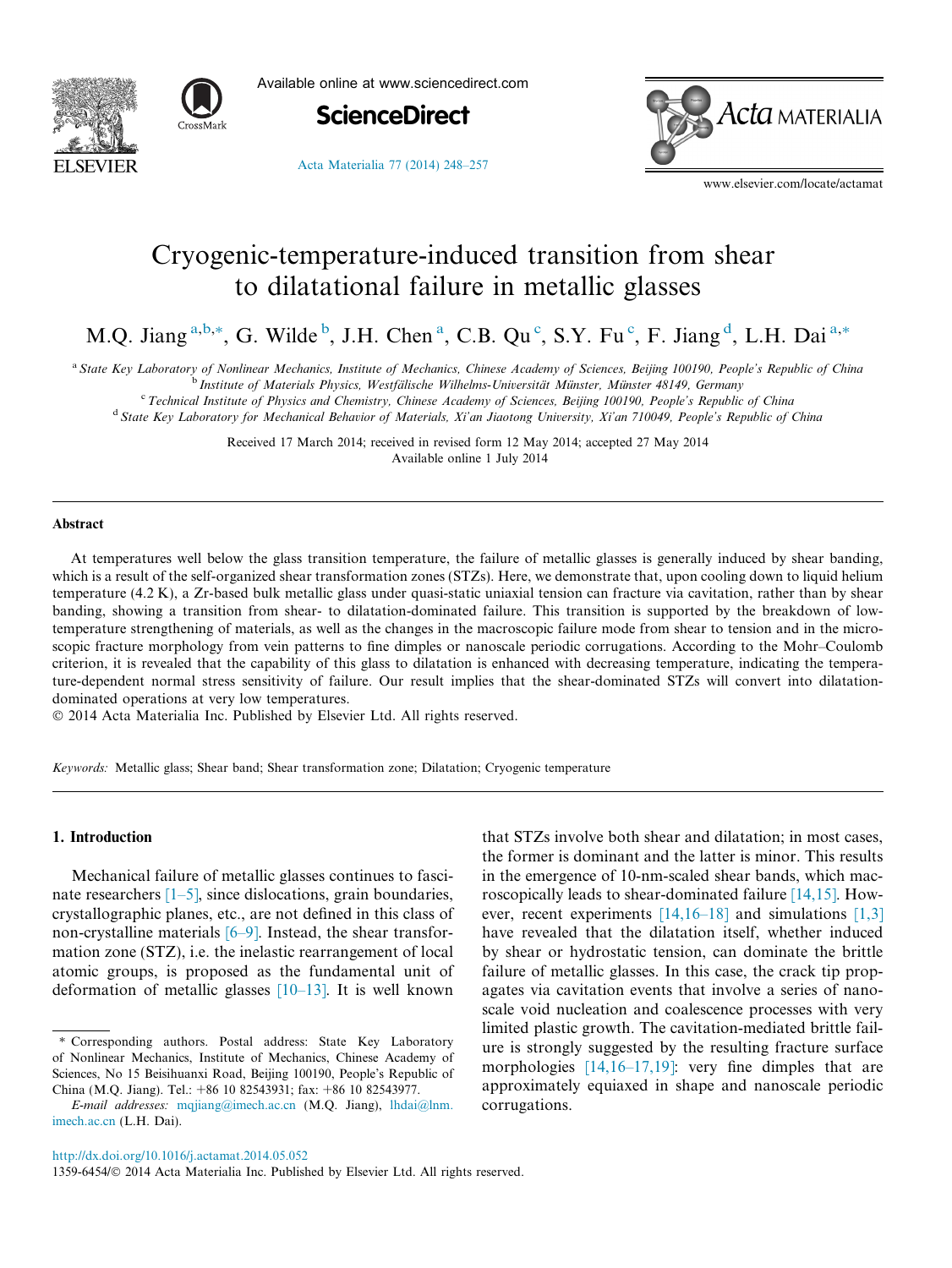# Cryogenic-temperature-induced transition from shear to dilatational failure in metallic glasses

M.Q. Jiang [a,b,*], G. Wilde [b], J.H. Chen [a], C.B. Qu [c], S.Y. Fu [c], F. Jiang [d], L.H. Dai [a,*]

[a] State Key Laboratory of Nonlinear Mechanics, Institute of Mechanics, Chinese Academy of Sciences, Beijing 100190, People's Republic of China

[b] Institute of Materials Physics, Westfälische Wilhelms-Universität Münster, Münster 48149, Germany

[c] Technical Institute of Physics and Chemistry, Chinese Academy of Sciences, Beijing 100190, People's Republic of China

[d] State Key Laboratory for Mechanical Behavior of Materials, Xi'an Jiaotong University, Xi'an 710049, People's Republic of China

Received 17 March 2014; received in revised form 12 May 2014; accepted 27 May 2014

Available online 1 July 2014

## Abstract

At temperatures well below the glass transition temperature, the failure of metallic glasses is generally induced by shear banding, which is a result of the self-organized shear transformation zones (STZs). Here, we demonstrate that, upon cooling down to liquid helium temperature (4.2 K), a Zr-based bulk metallic glass under quasi-static uniaxial tension can fracture via cavitation, rather than by shear banding, showing a transition from shear- to dilatation-dominated failure. This transition is supported by the breakdown of low-temperature strengthening of materials, as well as the changes in the macroscopic failure mode from shear to tension and in the microscopic fracture morphology from vein patterns to fine dimples or nanoscale periodic corrugations. According to the Mohr–Coulomb criterion, it is revealed that the capability of this glass to dilatation is enhanced with decreasing temperature, indicating the temperature-dependent normal stress sensitivity of failure. Our result implies that the shear-dominated STZs will convert into dilatation-dominated operations at very low temperatures.

© 2014 Acta Materialia Inc. Published by Elsevier Ltd. All rights reserved.

*Keywords:* Metallic glass; Shear band; Shear transformation zone; Dilatation; Cryogenic temperature

## 1. Introduction

Mechanical failure of metallic glasses continues to fascinate researchers [1–5], since dislocations, grain boundaries, crystallographic planes, etc., are not defined in this class of non-crystalline materials [6–9]. Instead, the shear transformation zone (STZ), i.e. the inelastic rearrangement of local atomic groups, is proposed as the fundamental unit of deformation of metallic glasses [10–13]. It is well known that STZs involve both shear and dilatation; in most cases, the former is dominant and the latter is minor. This results in the emergence of 10-nm-scaled shear bands, which macroscopically leads to shear-dominated failure [14,15]. However, recent experiments [14,16–18] and simulations [1,3] have revealed that the dilatation itself, whether induced by shear or hydrostatic tension, can dominate the brittle failure of metallic glasses. In this case, the crack tip propagates via cavitation events that involve a series of nanoscale void nucleation and coalescence processes with very limited plastic growth. The cavitation-mediated brittle failure is strongly suggested by the resulting fracture surface morphologies [14,16–17,19]: very fine dimples that are approximately equiaxed in shape and nanoscale periodic corrugations.

\* Corresponding authors. Postal address: State Key Laboratory of Nonlinear Mechanics, Institute of Mechanics, Chinese Academy of Sciences, No 15 Beisihuanxi Road, Beijing 100190, People's Republic of China (M.Q. Jiang). Tel.: +86 10 82543931; fax: +86 10 82543977.

*E-mail addresses:* mqjiang@imech.ac.cn (M.Q. Jiang), lhdai@lnm.imech.ac.cn (L.H. Dai).

http://dx.doi.org/10.1016/j.actamat.2014.05.052

1359-6454/© 2014 Acta Materialia Inc. Published by Elsevier Ltd. All rights reserved.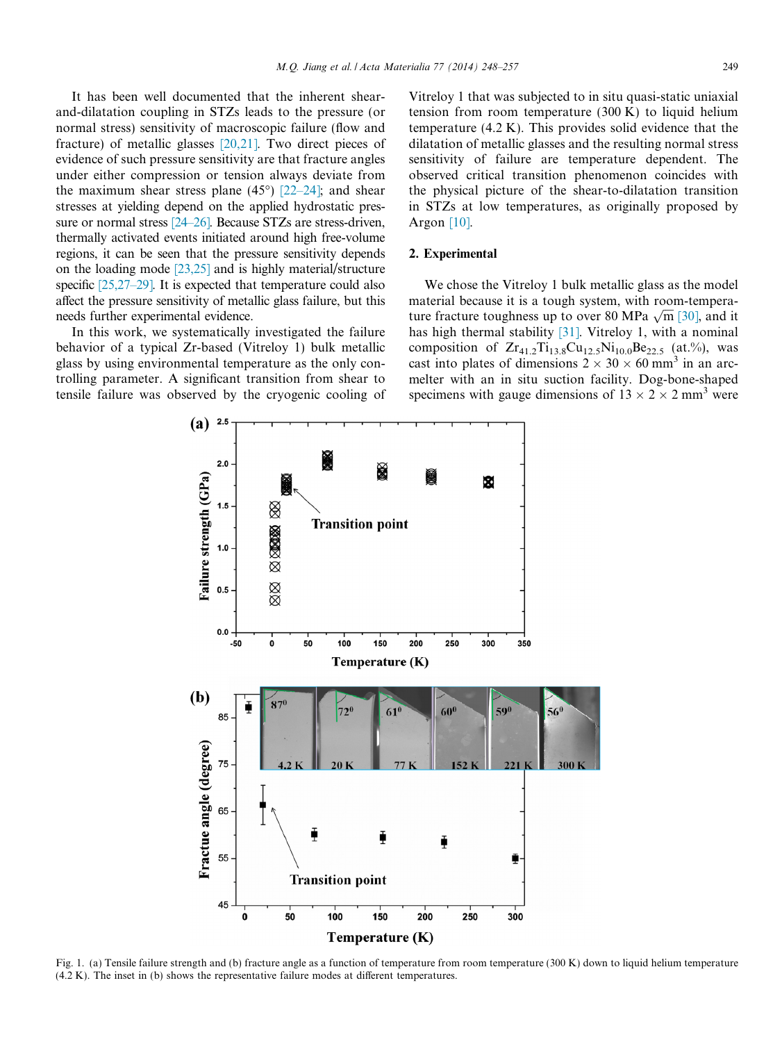It has been well documented that the inherent shear-and-dilatation coupling in STZs leads to the pressure (or normal stress) sensitivity of macroscopic failure (flow and fracture) of metallic glasses [20,21]. Two direct pieces of evidence of such pressure sensitivity are that fracture angles under either compression or tension always deviate from the maximum shear stress plane (45°) [22–24]; and shear stresses at yielding depend on the applied hydrostatic pressure or normal stress [24–26]. Because STZs are stress-driven, thermally activated events initiated around high free-volume regions, it can be seen that the pressure sensitivity depends on the loading mode [23,25] and is highly material/structure specific [25,27–29]. It is expected that temperature could also affect the pressure sensitivity of metallic glass failure, but this needs further experimental evidence.

In this work, we systematically investigated the failure behavior of a typical Zr-based (Vitreloy 1) bulk metallic glass by using environmental temperature as the only controlling parameter. A significant transition from shear to tensile failure was observed by the cryogenic cooling of Vitreloy 1 that was subjected to in situ quasi-static uniaxial tension from room temperature (300 K) to liquid helium temperature (4.2 K). This provides solid evidence that the dilatation of metallic glasses and the resulting normal stress sensitivity of failure are temperature dependent. The observed critical transition phenomenon coincides with the physical picture of the shear-to-dilatation transition in STZs at low temperatures, as originally proposed by Argon [10].

## 2. Experimental

We chose the Vitreloy 1 bulk metallic glass as the model material because it is a tough system, with room-temperature fracture toughness up to over 80 MPa $\sqrt{m}$ [30], and it has high thermal stability [31]. Vitreloy 1, with a nominal composition of $Zr_{41.2}Ti_{13.8}Cu_{12.5}Ni_{10.0}Be_{22.5}$ (at.%), was cast into plates of dimensions $2 \times 30 \times 60$ mm$^3$ in an arc-melter with an in situ suction facility. Dog-bone-shaped specimens with gauge dimensions of $13 \times 2 \times 2$ mm$^3$ were

Fig. 1. (a) Tensile failure strength and (b) fracture angle as a function of temperature from room temperature (300 K) down to liquid helium temperature (4.2 K). The inset in (b) shows the representative failure modes at different temperatures.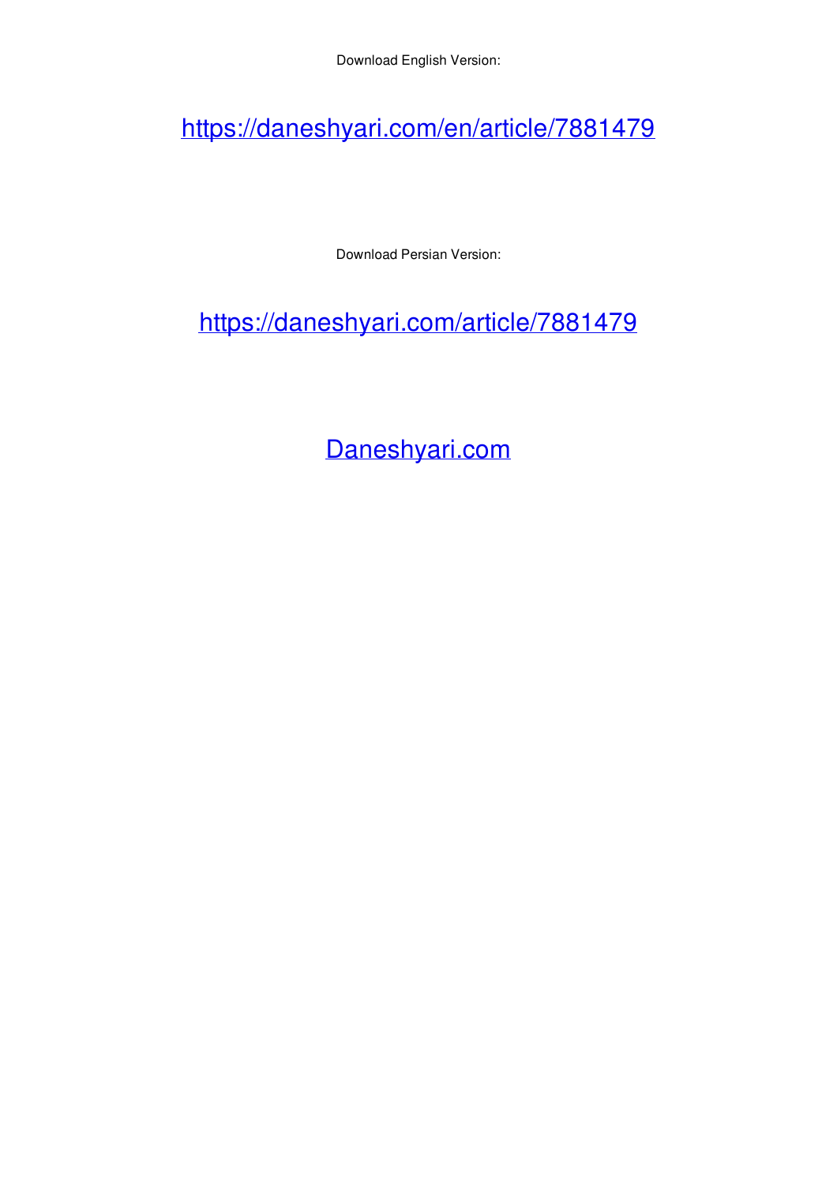Download English Version:

[https://daneshyari.com/en/article/7881479](https://daneshyari.com/en/article/7881479)

Download Persian Version:

[https://daneshyari.com/article/7881479](https://daneshyari.com/article/7881479)

[Daneshyari.com](https://daneshyari.com)